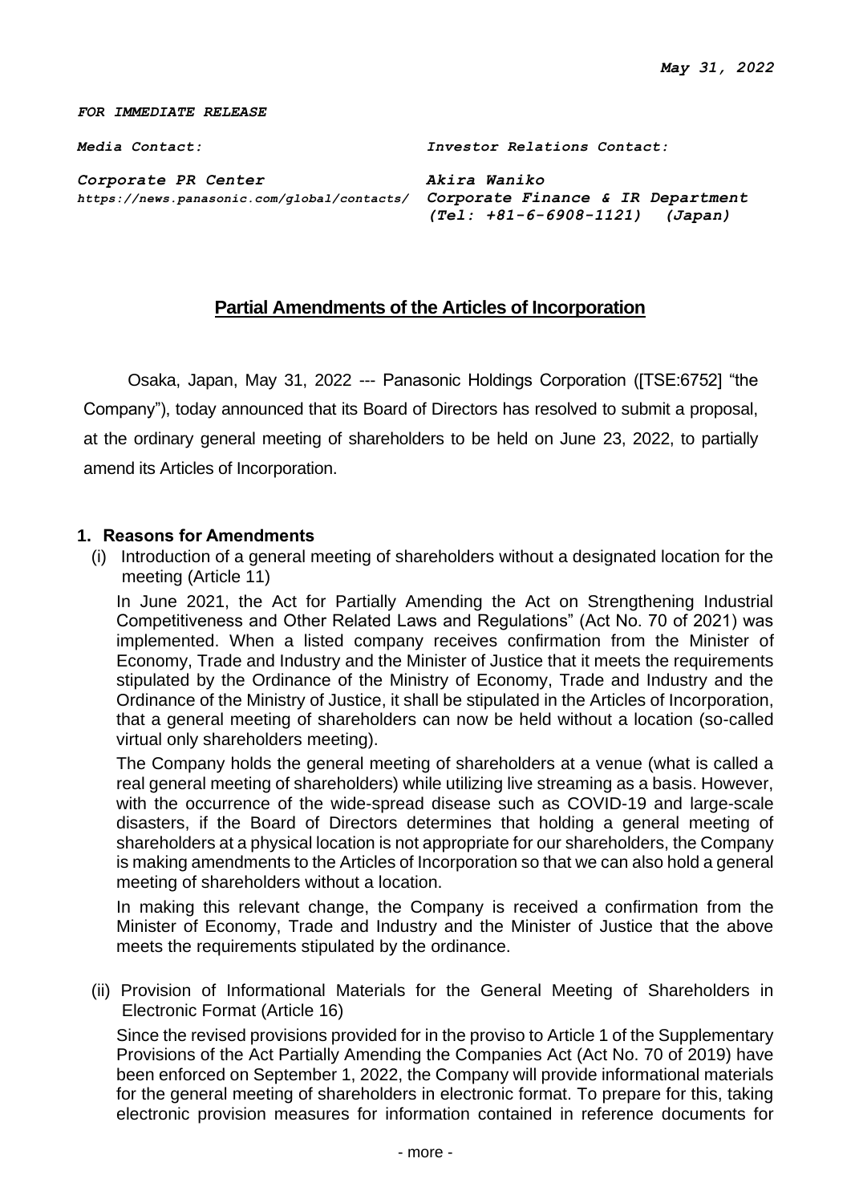*May 31, 2022*

***FOR IMMEDIATE RELEASE***

| | |
|---|---|
| ***Media Contact:*** | ***Investor Relations Contact:*** |
| ***Corporate PR Center*** | ***Akira Waniko*** |
| ***https://news.panasonic.com/global/contacts/*** | ***Corporate Finance & IR Department*** |
| | ***(Tel: +81-6-6908-1121) (Japan)*** |

## Partial Amendments of the Articles of Incorporation

Osaka, Japan, May 31, 2022 --- Panasonic Holdings Corporation ([TSE:6752] "the Company"), today announced that its Board of Directors has resolved to submit a proposal, at the ordinary general meeting of shareholders to be held on June 23, 2022, to partially amend its Articles of Incorporation.

### 1. Reasons for Amendments

(i) Introduction of a general meeting of shareholders without a designated location for the meeting (Article 11)

In June 2021, the Act for Partially Amending the Act on Strengthening Industrial Competitiveness and Other Related Laws and Regulations" (Act No. 70 of 2021) was implemented. When a listed company receives confirmation from the Minister of Economy, Trade and Industry and the Minister of Justice that it meets the requirements stipulated by the Ordinance of the Ministry of Economy, Trade and Industry and the Ordinance of the Ministry of Justice, it shall be stipulated in the Articles of Incorporation, that a general meeting of shareholders can now be held without a location (so-called virtual only shareholders meeting).

The Company holds the general meeting of shareholders at a venue (what is called a real general meeting of shareholders) while utilizing live streaming as a basis. However, with the occurrence of the wide-spread disease such as COVID-19 and large-scale disasters, if the Board of Directors determines that holding a general meeting of shareholders at a physical location is not appropriate for our shareholders, the Company is making amendments to the Articles of Incorporation so that we can also hold a general meeting of shareholders without a location.

In making this relevant change, the Company is received a confirmation from the Minister of Economy, Trade and Industry and the Minister of Justice that the above meets the requirements stipulated by the ordinance.

(ii) Provision of Informational Materials for the General Meeting of Shareholders in Electronic Format (Article 16)

Since the revised provisions provided for in the proviso to Article 1 of the Supplementary Provisions of the Act Partially Amending the Companies Act (Act No. 70 of 2019) have been enforced on September 1, 2022, the Company will provide informational materials for the general meeting of shareholders in electronic format. To prepare for this, taking electronic provision measures for information contained in reference documents for

- more -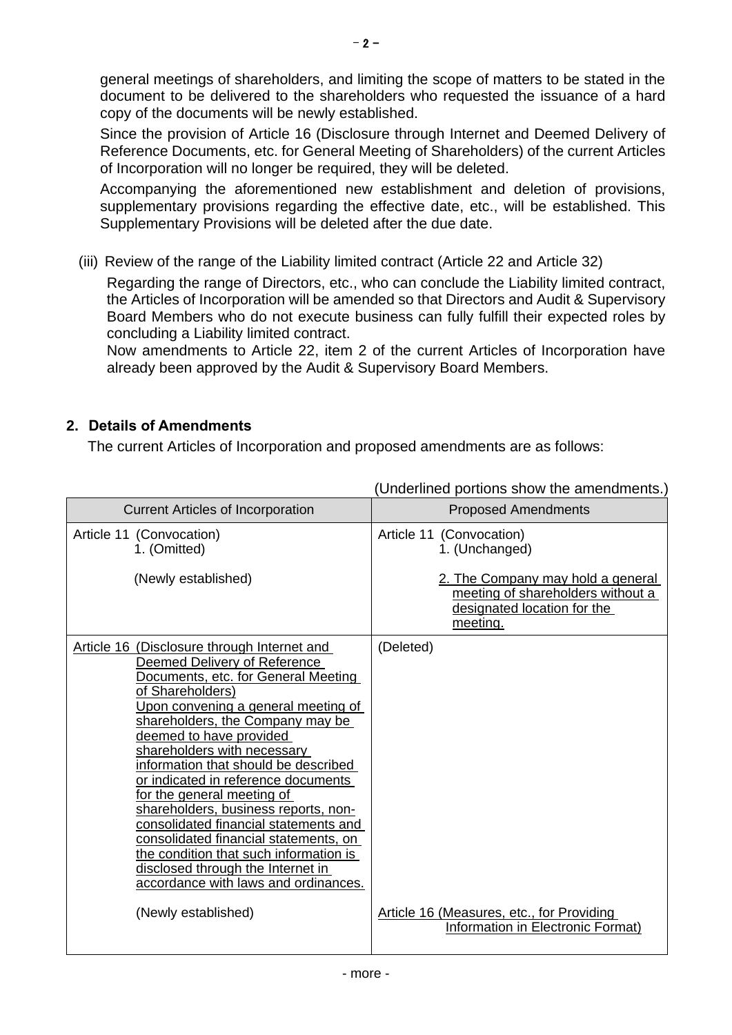general meetings of shareholders, and limiting the scope of matters to be stated in the document to be delivered to the shareholders who requested the issuance of a hard copy of the documents will be newly established.

Since the provision of Article 16 (Disclosure through Internet and Deemed Delivery of Reference Documents, etc. for General Meeting of Shareholders) of the current Articles of Incorporation will no longer be required, they will be deleted.

Accompanying the aforementioned new establishment and deletion of provisions, supplementary provisions regarding the effective date, etc., will be established. This Supplementary Provisions will be deleted after the due date.

(iii) Review of the range of the Liability limited contract (Article 22 and Article 32)

Regarding the range of Directors, etc., who can conclude the Liability limited contract, the Articles of Incorporation will be amended so that Directors and Audit & Supervisory Board Members who do not execute business can fully fulfill their expected roles by concluding a Liability limited contract.

Now amendments to Article 22, item 2 of the current Articles of Incorporation have already been approved by the Audit & Supervisory Board Members.

## 2. Details of Amendments

The current Articles of Incorporation and proposed amendments are as follows:

(Underlined portions show the amendments.)

| Current Articles of Incorporation | Proposed Amendments |
|---|---|
| Article 11 (Convocation)<br>1. (Omitted)<br><br>(Newly established) | Article 11 (Convocation)<br>1. (Unchanged)<br><br><u>2. The Company may hold a general meeting of shareholders without a designated location for the meeting.</u> |
| <u>Article 16 (Disclosure through Internet and Deemed Delivery of Reference Documents, etc. for General Meeting of Shareholders)</u><br><u>Upon convening a general meeting of shareholders, the Company may be deemed to have provided shareholders with necessary information that should be described or indicated in reference documents for the general meeting of shareholders, business reports, non-consolidated financial statements and consolidated financial statements, on the condition that such information is disclosed through the Internet in accordance with laws and ordinances.</u><br><br>(Newly established) | (Deleted)<br><br><u>Article 16 (Measures, etc., for Providing Information in Electronic Format)</u> |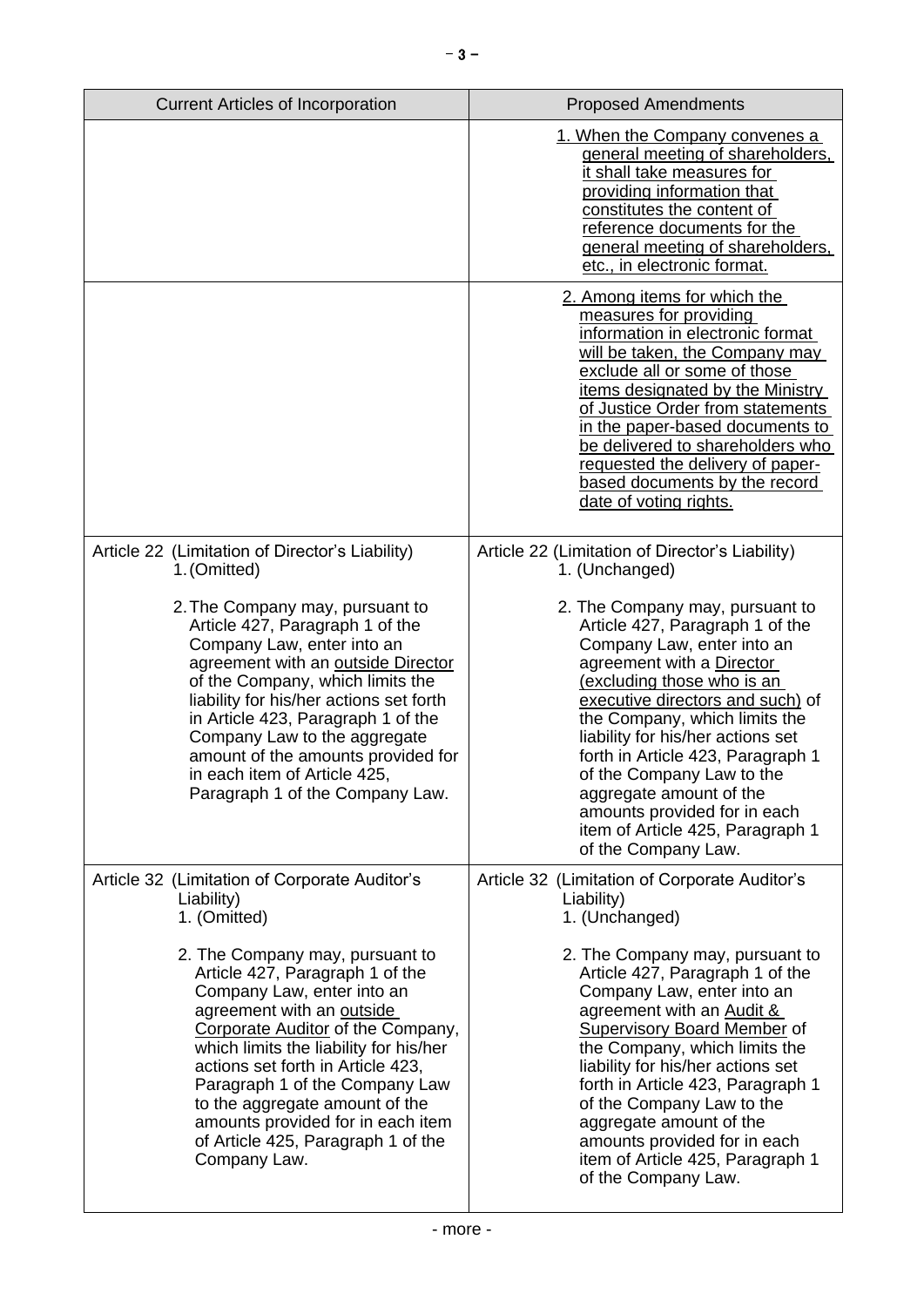| Current Articles of Incorporation | Proposed Amendments |
| --- | --- |
| | <u>1. When the Company convenes a general meeting of shareholders, it shall take measures for providing information that constitutes the content of reference documents for the general meeting of shareholders, etc., in electronic format.</u> |
| | <u>2. Among items for which the measures for providing information in electronic format will be taken, the Company may exclude all or some of those items designated by the Ministry of Justice Order from statements in the paper-based documents to be delivered to shareholders who requested the delivery of paper-based documents by the record date of voting rights.</u> |
| Article 22 (Limitation of Director's Liability)<br>1. (Omitted)<br><br>2. The Company may, pursuant to Article 427, Paragraph 1 of the Company Law, enter into an agreement with an <u>outside Director</u> of the Company, which limits the liability for his/her actions set forth in Article 423, Paragraph 1 of the Company Law to the aggregate amount of the amounts provided for in each item of Article 425, Paragraph 1 of the Company Law. | Article 22 (Limitation of Director's Liability)<br>1. (Unchanged)<br><br>2. The Company may, pursuant to Article 427, Paragraph 1 of the Company Law, enter into an agreement with a <u>Director (excluding those who is an executive directors and such)</u> of the Company, which limits the liability for his/her actions set forth in Article 423, Paragraph 1 of the Company Law to the aggregate amount of the amounts provided for in each item of Article 425, Paragraph 1 of the Company Law. |
| Article 32 (Limitation of Corporate Auditor's Liability)<br>1. (Omitted)<br><br>2. The Company may, pursuant to Article 427, Paragraph 1 of the Company Law, enter into an agreement with an <u>outside Corporate Auditor</u> of the Company, which limits the liability for his/her actions set forth in Article 423, Paragraph 1 of the Company Law to the aggregate amount of the amounts provided for in each item of Article 425, Paragraph 1 of the Company Law. | Article 32 (Limitation of Corporate Auditor's Liability)<br>1. (Unchanged)<br><br>2. The Company may, pursuant to Article 427, Paragraph 1 of the Company Law, enter into an agreement with an <u>Audit & Supervisory Board Member</u> of the Company, which limits the liability for his/her actions set forth in Article 423, Paragraph 1 of the Company Law to the aggregate amount of the amounts provided for in each item of Article 425, Paragraph 1 of the Company Law. |

- more -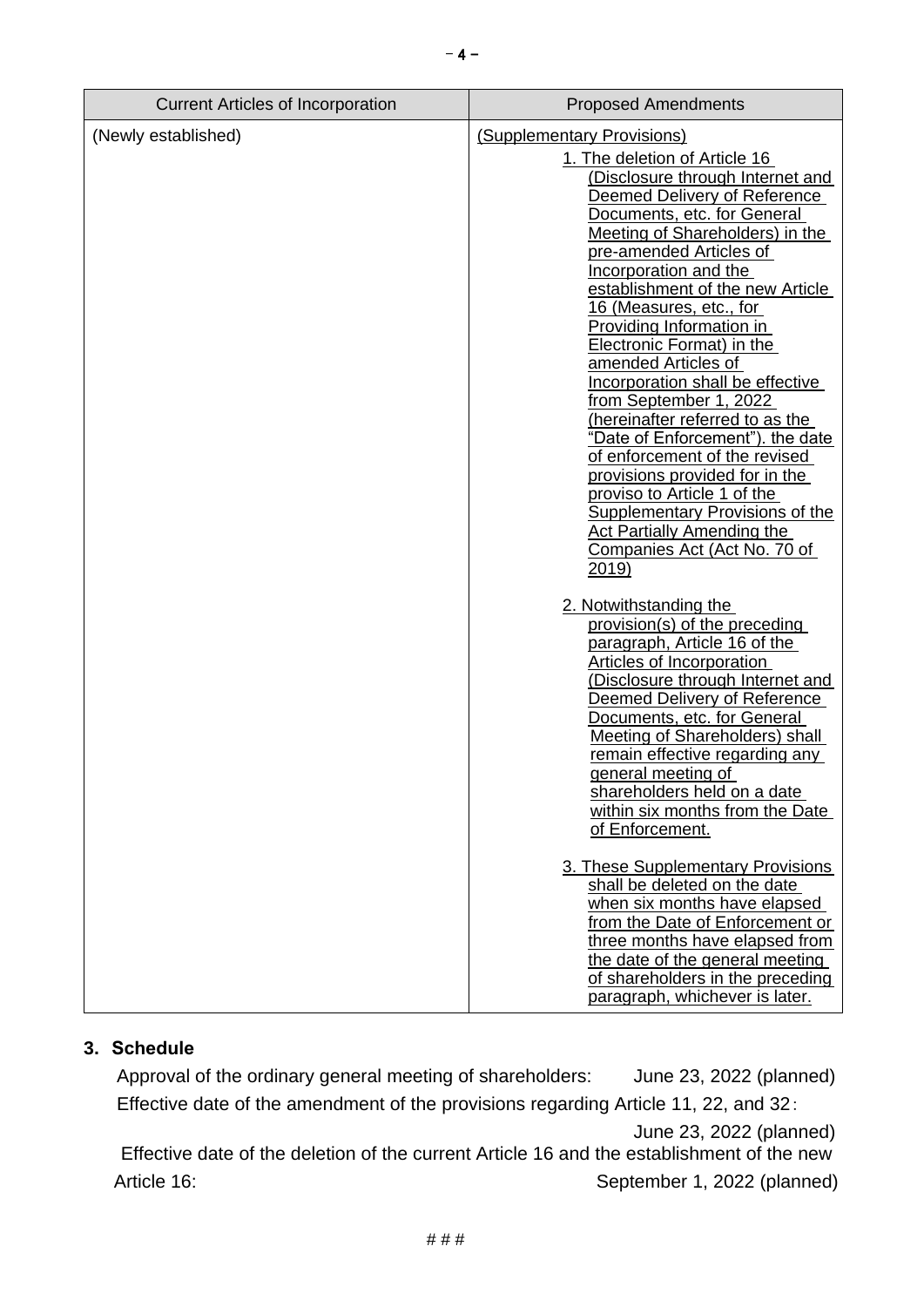| Current Articles of Incorporation | Proposed Amendments |
|---|---|
| (Newly established) | (Supplementary Provisions)<br>1. The deletion of Article 16 (Disclosure through Internet and Deemed Delivery of Reference Documents, etc. for General Meeting of Shareholders) in the pre-amended Articles of Incorporation and the establishment of the new Article 16 (Measures, etc., for Providing Information in Electronic Format) in the amended Articles of Incorporation shall be effective from September 1, 2022 (hereinafter referred to as the "Date of Enforcement"). the date of enforcement of the revised provisions provided for in the proviso to Article 1 of the Supplementary Provisions of the Act Partially Amending the Companies Act (Act No. 70 of 2019)<br><br>2. Notwithstanding the provision(s) of the preceding paragraph, Article 16 of the Articles of Incorporation (Disclosure through Internet and Deemed Delivery of Reference Documents, etc. for General Meeting of Shareholders) shall remain effective regarding any general meeting of shareholders held on a date within six months from the Date of Enforcement.<br><br>3. These Supplementary Provisions shall be deleted on the date when six months have elapsed from the Date of Enforcement or three months have elapsed from the date of the general meeting of shareholders in the preceding paragraph, whichever is later. |

## 3. Schedule

Approval of the ordinary general meeting of shareholders: June 23, 2022 (planned)

Effective date of the amendment of the provisions regarding Article 11, 22, and 32: June 23, 2022 (planned)

Effective date of the deletion of the current Article 16 and the establishment of the new Article 16: September 1, 2022 (planned)

# # #